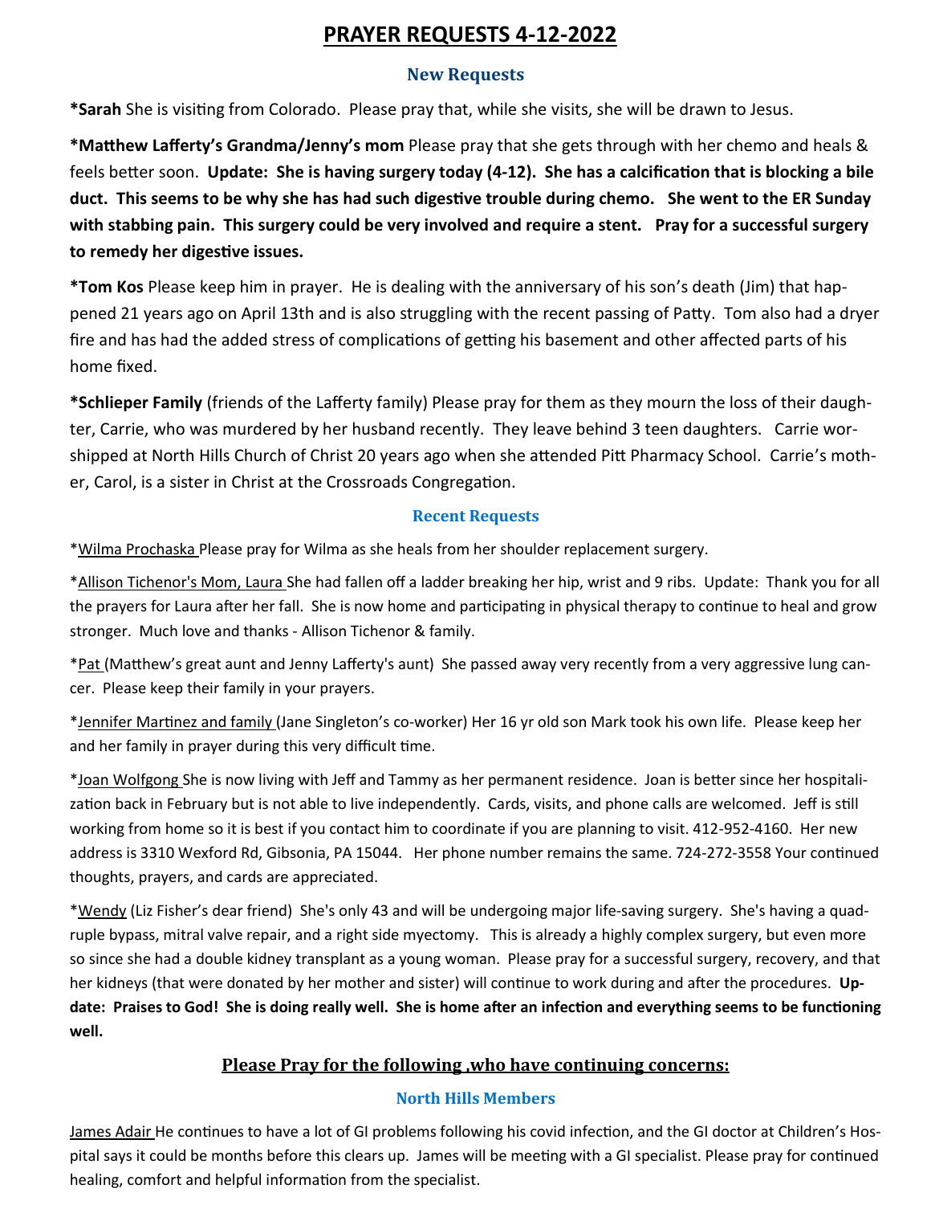# PRAYER REQUESTS 4-12-2022

## New Requests

**\*Sarah** She is visiting from Colorado. Please pray that, while she visits, she will be drawn to Jesus.

**\*Matthew Lafferty's Grandma/Jenny's mom** Please pray that she gets through with her chemo and heals & feels better soon. **Update: She is having surgery today (4-12). She has a calcification that is blocking a bile duct. This seems to be why she has had such digestive trouble during chemo. She went to the ER Sunday with stabbing pain. This surgery could be very involved and require a stent. Pray for a successful surgery to remedy her digestive issues.**

**\*Tom Kos** Please keep him in prayer. He is dealing with the anniversary of his son's death (Jim) that happened 21 years ago on April 13th and is also struggling with the recent passing of Patty. Tom also had a dryer fire and has had the added stress of complications of getting his basement and other affected parts of his home fixed.

**\*Schlieper Family** (friends of the Lafferty family) Please pray for them as they mourn the loss of their daughter, Carrie, who was murdered by her husband recently. They leave behind 3 teen daughters. Carrie worshipped at North Hills Church of Christ 20 years ago when she attended Pitt Pharmacy School. Carrie's mother, Carol, is a sister in Christ at the Crossroads Congregation.

## Recent Requests

\*<u>Wilma Prochaska</u> Please pray for Wilma as she heals from her shoulder replacement surgery.

\*<u>Allison Tichenor's Mom, Laura</u> She had fallen off a ladder breaking her hip, wrist and 9 ribs. Update: Thank you for all the prayers for Laura after her fall. She is now home and participating in physical therapy to continue to heal and grow stronger. Much love and thanks - Allison Tichenor & family.

\*<u>Pat</u> (Matthew's great aunt and Jenny Lafferty's aunt) She passed away very recently from a very aggressive lung cancer. Please keep their family in your prayers.

\*<u>Jennifer Martinez and family</u> (Jane Singleton's co-worker) Her 16 yr old son Mark took his own life. Please keep her and her family in prayer during this very difficult time.

\*<u>Joan Wolfgong</u> She is now living with Jeff and Tammy as her permanent residence. Joan is better since her hospitalization back in February but is not able to live independently. Cards, visits, and phone calls are welcomed. Jeff is still working from home so it is best if you contact him to coordinate if you are planning to visit. 412-952-4160. Her new address is 3310 Wexford Rd, Gibsonia, PA 15044. Her phone number remains the same. 724-272-3558 Your continued thoughts, prayers, and cards are appreciated.

\*<u>Wendy</u> (Liz Fisher's dear friend) She's only 43 and will be undergoing major life-saving surgery. She's having a quadruple bypass, mitral valve repair, and a right side myectomy. This is already a highly complex surgery, but even more so since she had a double kidney transplant as a young woman. Please pray for a successful surgery, recovery, and that her kidneys (that were donated by her mother and sister) will continue to work during and after the procedures. **Update: Praises to God! She is doing really well. She is home after an infection and everything seems to be functioning well.**

## Please Pray for the following ,who have continuing concerns:

### North Hills Members

<u>James Adair</u> He continues to have a lot of GI problems following his covid infection, and the GI doctor at Children's Hospital says it could be months before this clears up. James will be meeting with a GI specialist. Please pray for continued healing, comfort and helpful information from the specialist.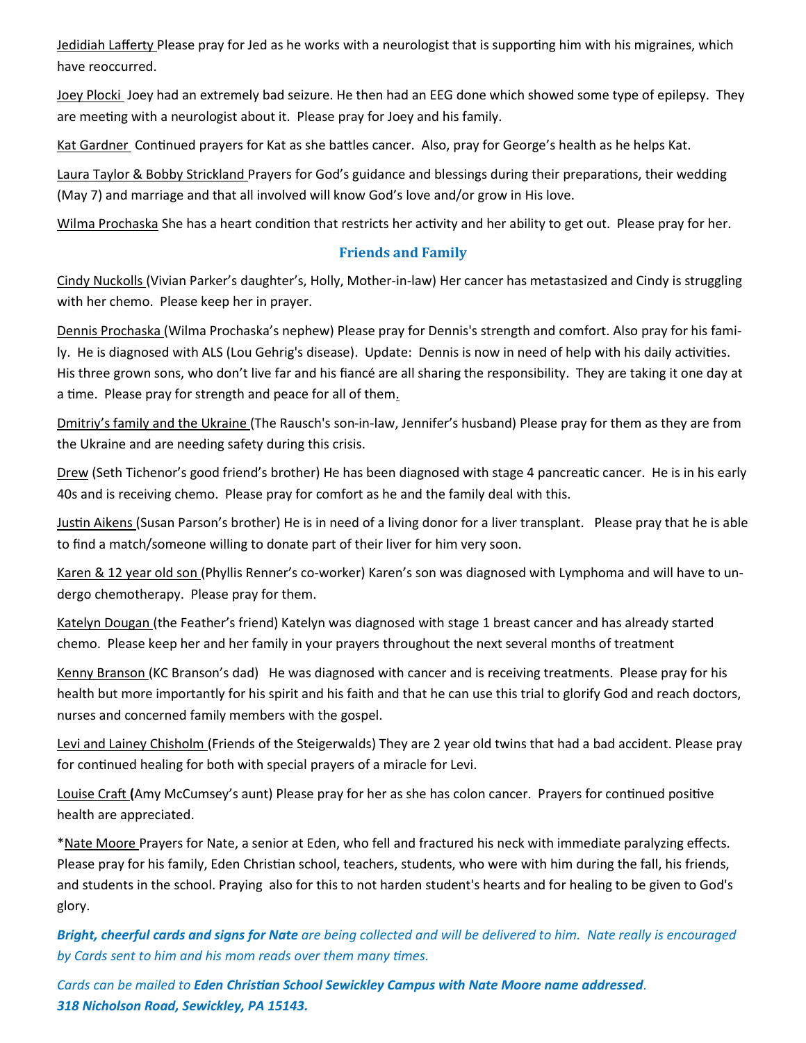Jedidiah Lafferty Please pray for Jed as he works with a neurologist that is supporting him with his migraines, which have reoccurred.

Joey Plocki Joey had an extremely bad seizure. He then had an EEG done which showed some type of epilepsy. They are meeting with a neurologist about it. Please pray for Joey and his family.

Kat Gardner Continued prayers for Kat as she battles cancer. Also, pray for George's health as he helps Kat.

Laura Taylor & Bobby Strickland Prayers for God's guidance and blessings during their preparations, their wedding (May 7) and marriage and that all involved will know God's love and/or grow in His love.

Wilma Prochaska She has a heart condition that restricts her activity and her ability to get out. Please pray for her.

## Friends and Family

Cindy Nuckolls (Vivian Parker's daughter's, Holly, Mother-in-law) Her cancer has metastasized and Cindy is struggling with her chemo. Please keep her in prayer.

Dennis Prochaska (Wilma Prochaska's nephew) Please pray for Dennis's strength and comfort. Also pray for his family. He is diagnosed with ALS (Lou Gehrig's disease). Update: Dennis is now in need of help with his daily activities. His three grown sons, who don't live far and his fiancé are all sharing the responsibility. They are taking it one day at a time. Please pray for strength and peace for all of them.

Dmitriy's family and the Ukraine (The Rausch's son-in-law, Jennifer's husband) Please pray for them as they are from the Ukraine and are needing safety during this crisis.

Drew (Seth Tichenor's good friend's brother) He has been diagnosed with stage 4 pancreatic cancer. He is in his early 40s and is receiving chemo. Please pray for comfort as he and the family deal with this.

Justin Aikens (Susan Parson's brother) He is in need of a living donor for a liver transplant. Please pray that he is able to find a match/someone willing to donate part of their liver for him very soon.

Karen & 12 year old son (Phyllis Renner's co-worker) Karen's son was diagnosed with Lymphoma and will have to undergo chemotherapy. Please pray for them.

Katelyn Dougan (the Feather's friend) Katelyn was diagnosed with stage 1 breast cancer and has already started chemo. Please keep her and her family in your prayers throughout the next several months of treatment

Kenny Branson (KC Branson's dad) He was diagnosed with cancer and is receiving treatments. Please pray for his health but more importantly for his spirit and his faith and that he can use this trial to glorify God and reach doctors, nurses and concerned family members with the gospel.

Levi and Lainey Chisholm (Friends of the Steigerwalds) They are 2 year old twins that had a bad accident. Please pray for continued healing for both with special prayers of a miracle for Levi.

Louise Craft **(**Amy McCumsey's aunt) Please pray for her as she has colon cancer. Prayers for continued positive health are appreciated.

*Nate Moore Prayers for Nate, a senior at Eden, who fell and fractured his neck with immediate paralyzing effects. Please pray for his family, Eden Christian school, teachers, students, who were with him during the fall, his friends, and students in the school. Praying also for this to not harden student's hearts and for healing to be given to God's glory.

***Bright, cheerful cards and signs for Nate** are being collected and will be delivered to him. Nate really is encouraged by Cards sent to him and his mom reads over them many times.*

*Cards can be mailed to **Eden Christian School Sewickley Campus with Nate Moore name addressed**.*
***318 Nicholson Road, Sewickley, PA 15143.***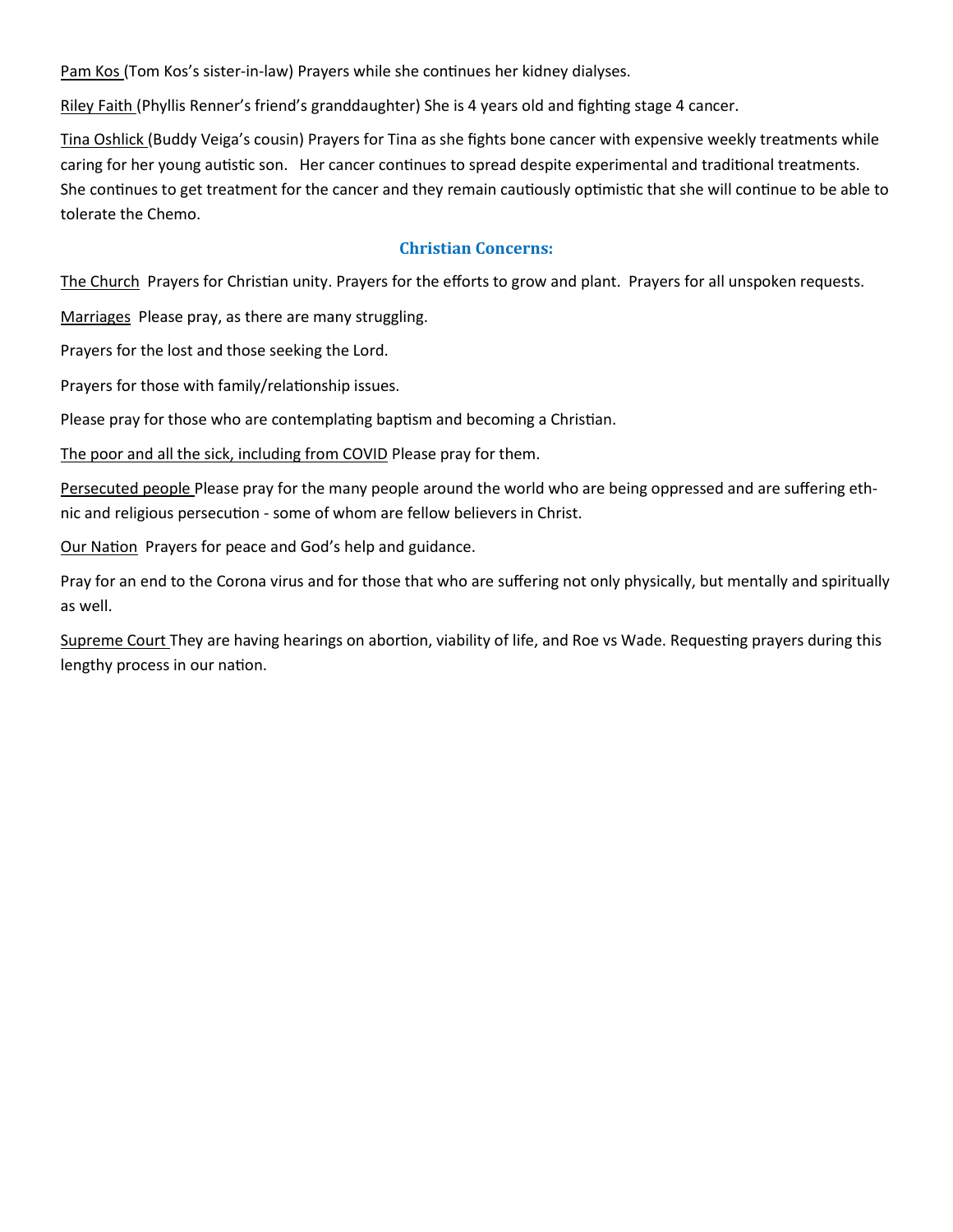Pam Kos (Tom Kos's sister-in-law) Prayers while she continues her kidney dialyses.

Riley Faith (Phyllis Renner's friend's granddaughter) She is 4 years old and fighting stage 4 cancer.

Tina Oshlick (Buddy Veiga's cousin) Prayers for Tina as she fights bone cancer with expensive weekly treatments while caring for her young autistic son. Her cancer continues to spread despite experimental and traditional treatments. She continues to get treatment for the cancer and they remain cautiously optimistic that she will continue to be able to tolerate the Chemo.

## Christian Concerns:

The Church Prayers for Christian unity. Prayers for the efforts to grow and plant. Prayers for all unspoken requests.

Marriages Please pray, as there are many struggling.

Prayers for the lost and those seeking the Lord.

Prayers for those with family/relationship issues.

Please pray for those who are contemplating baptism and becoming a Christian.

The poor and all the sick, including from COVID Please pray for them.

Persecuted people Please pray for the many people around the world who are being oppressed and are suffering ethnic and religious persecution - some of whom are fellow believers in Christ.

Our Nation Prayers for peace and God's help and guidance.

Pray for an end to the Corona virus and for those that who are suffering not only physically, but mentally and spiritually as well.

Supreme Court They are having hearings on abortion, viability of life, and Roe vs Wade. Requesting prayers during this lengthy process in our nation.